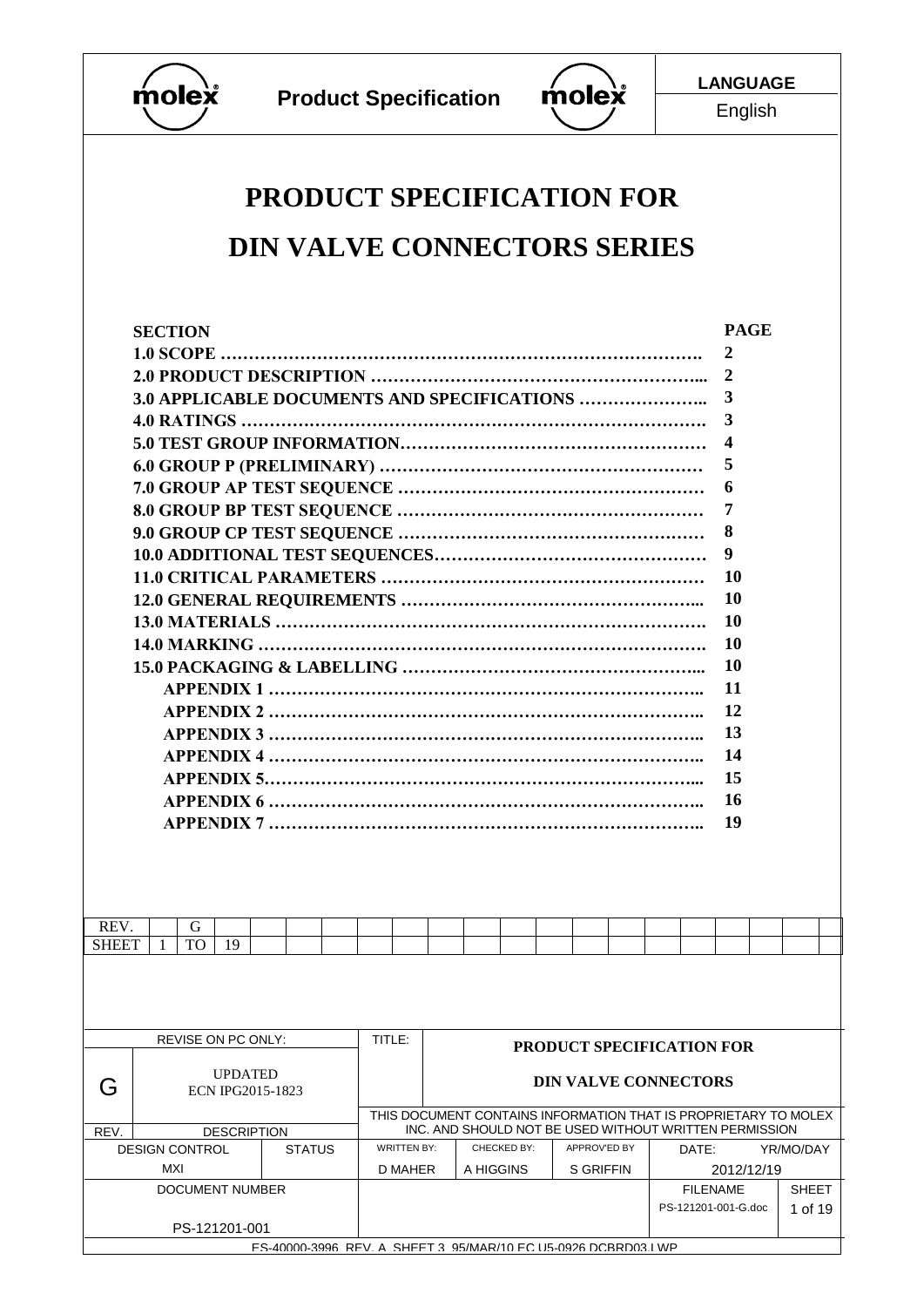# PRODUCT SPECIFICATION FOR

# DIN VALVE CONNECTORS SERIES

| SECTION | PAGE |
|---|---|
| 1.0 SCOPE | 2 |
| 2.0 PRODUCT DESCRIPTION | 2 |
| 3.0 APPLICABLE DOCUMENTS AND SPECIFICATIONS | 3 |
| 4.0 RATINGS | 3 |
| 5.0 TEST GROUP INFORMATION | 4 |
| 6.0 GROUP P (PRELIMINARY) | 5 |
| 7.0 GROUP AP TEST SEQUENCE | 6 |
| 8.0 GROUP BP TEST SEQUENCE | 7 |
| 9.0 GROUP CP TEST SEQUENCE | 8 |
| 10.0 ADDITIONAL TEST SEQUENCES | 9 |
| 11.0 CRITICAL PARAMETERS | 10 |
| 12.0 GENERAL REQUIREMENTS | 10 |
| 13.0 MATERIALS | 10 |
| 14.0 MARKING | 10 |
| 15.0 PACKAGING & LABELLING | 10 |
| APPENDIX 1 | 11 |
| APPENDIX 2 | 12 |
| APPENDIX 3 | 13 |
| APPENDIX 4 | 14 |
| APPENDIX 5 | 15 |
| APPENDIX 6 | 16 |
| APPENDIX 7 | 19 |

| REV. | | G | |
|---|---|---|---|
| SHEET | 1 | TO | 19 |

| REVISE ON PC ONLY: | | | TITLE: PRODUCT SPECIFICATION FOR DIN VALVE CONNECTORS | | | | |
|---|---|---|---|---|---|---|---|
| G | UPDATED ECN IPG2015-1823 | | THIS DOCUMENT CONTAINS INFORMATION THAT IS PROPRIETARY TO MOLEX INC. AND SHOULD NOT BE USED WITHOUT WRITTEN PERMISSION | | | | |
| REV. | DESCRIPTION | | | | | | |
| DESIGN CONTROL | | STATUS | WRITTEN BY: | CHECKED BY: | APPROV'ED BY | DATE: YR/MO/DAY | |
| MXI | | | D MAHER | A HIGGINS | S GRIFFIN | 2012/12/19 | |
| DOCUMENT NUMBER | | | | | | FILENAME | SHEET |
| PS-121201-001 | | | | | | PS-121201-001-G.doc | 1 of 19 |

ES-40000-3996 REV. A SHEET 3 95/MAR/10 EC U5-0926 DCBRD03.LWP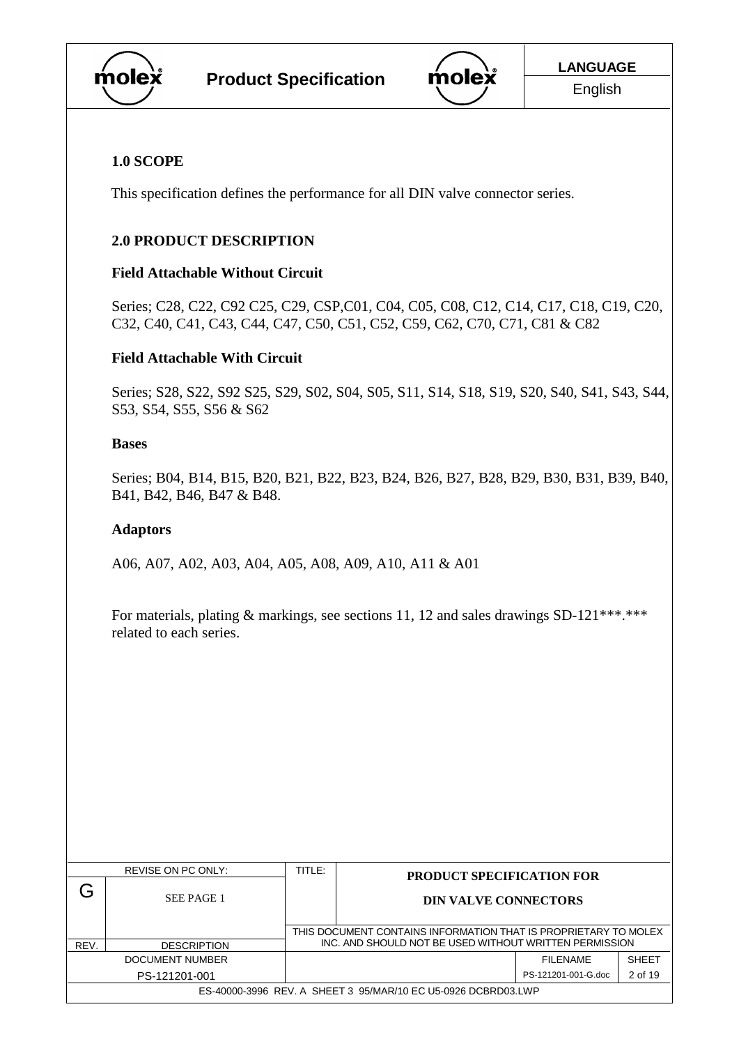## 1.0 SCOPE

This specification defines the performance for all DIN valve connector series.

## 2.0 PRODUCT DESCRIPTION

**Field Attachable Without Circuit**

Series; C28, C22, C92 C25, C29, CSP,C01, C04, C05, C08, C12, C14, C17, C18, C19, C20, C32, C40, C41, C43, C44, C47, C50, C51, C52, C59, C62, C70, C71, C81 & C82

**Field Attachable With Circuit**

Series; S28, S22, S92 S25, S29, S02, S04, S05, S11, S14, S18, S19, S20, S40, S41, S43, S44, S53, S54, S55, S56 & S62

**Bases**

Series; B04, B14, B15, B20, B21, B22, B23, B24, B26, B27, B28, B29, B30, B31, B39, B40, B41, B42, B46, B47 & B48.

**Adaptors**

A06, A07, A02, A03, A04, A05, A08, A09, A10, A11 & A01

For materials, plating & markings, see sections 11, 12 and sales drawings SD-121***.*** related to each series.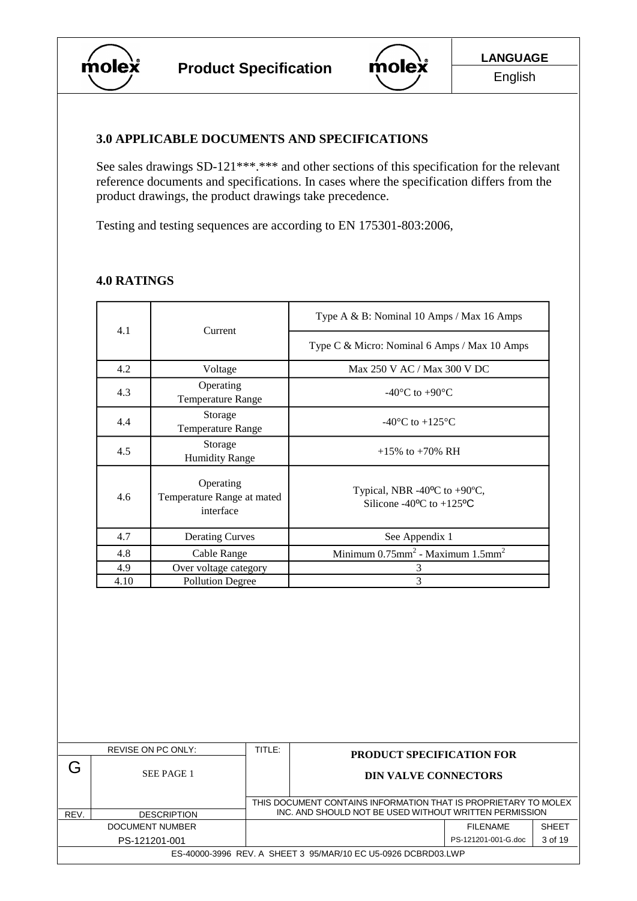## 3.0 APPLICABLE DOCUMENTS AND SPECIFICATIONS

See sales drawings SD-121***.*** and other sections of this specification for the relevant reference documents and specifications. In cases where the specification differs from the product drawings, the product drawings take precedence.

Testing and testing sequences are according to EN 175301-803:2006,

## 4.0 RATINGS

| | | |
|---|---|---|
| 4.1 | Current | Type A & B: Nominal 10 Amps / Max 16 Amps |
| | | Type C & Micro: Nominal 6 Amps / Max 10 Amps |
| 4.2 | Voltage | Max 250 V AC / Max 300 V DC |
| 4.3 | Operating Temperature Range | -40°C to +90°C |
| 4.4 | Storage Temperature Range | -40°C to +125°C |
| 4.5 | Storage Humidity Range | +15% to +70% RH |
| 4.6 | Operating Temperature Range at mated interface | Typical, NBR -40ºC to +90ºC, Silicone -40ºC to +125ºC |
| 4.7 | Derating Curves | See Appendix 1 |
| 4.8 | Cable Range | Minimum 0.75mm$^2$ - Maximum 1.5mm$^2$ |
| 4.9 | Over voltage category | 3 |
| 4.10 | Pollution Degree | 3 |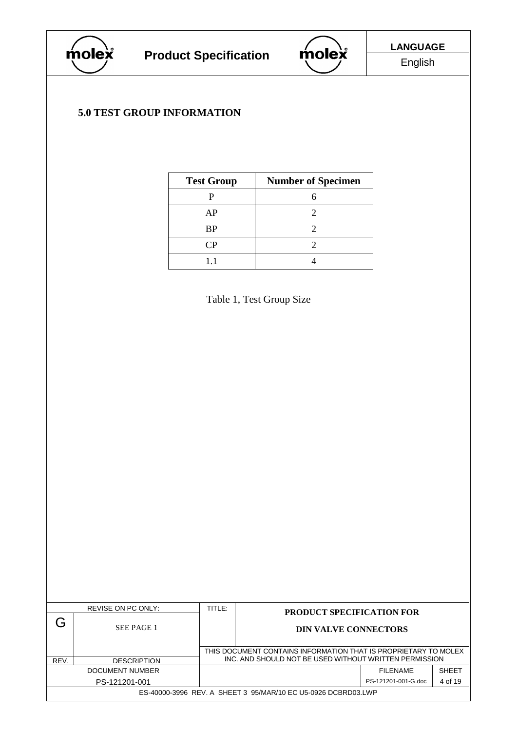## 5.0 TEST GROUP INFORMATION

| Test Group | Number of Specimen |
|---|---|
| P | 6 |
| AP | 2 |
| BP | 2 |
| CP | 2 |
| 1.1 | 4 |

Table 1, Test Group Size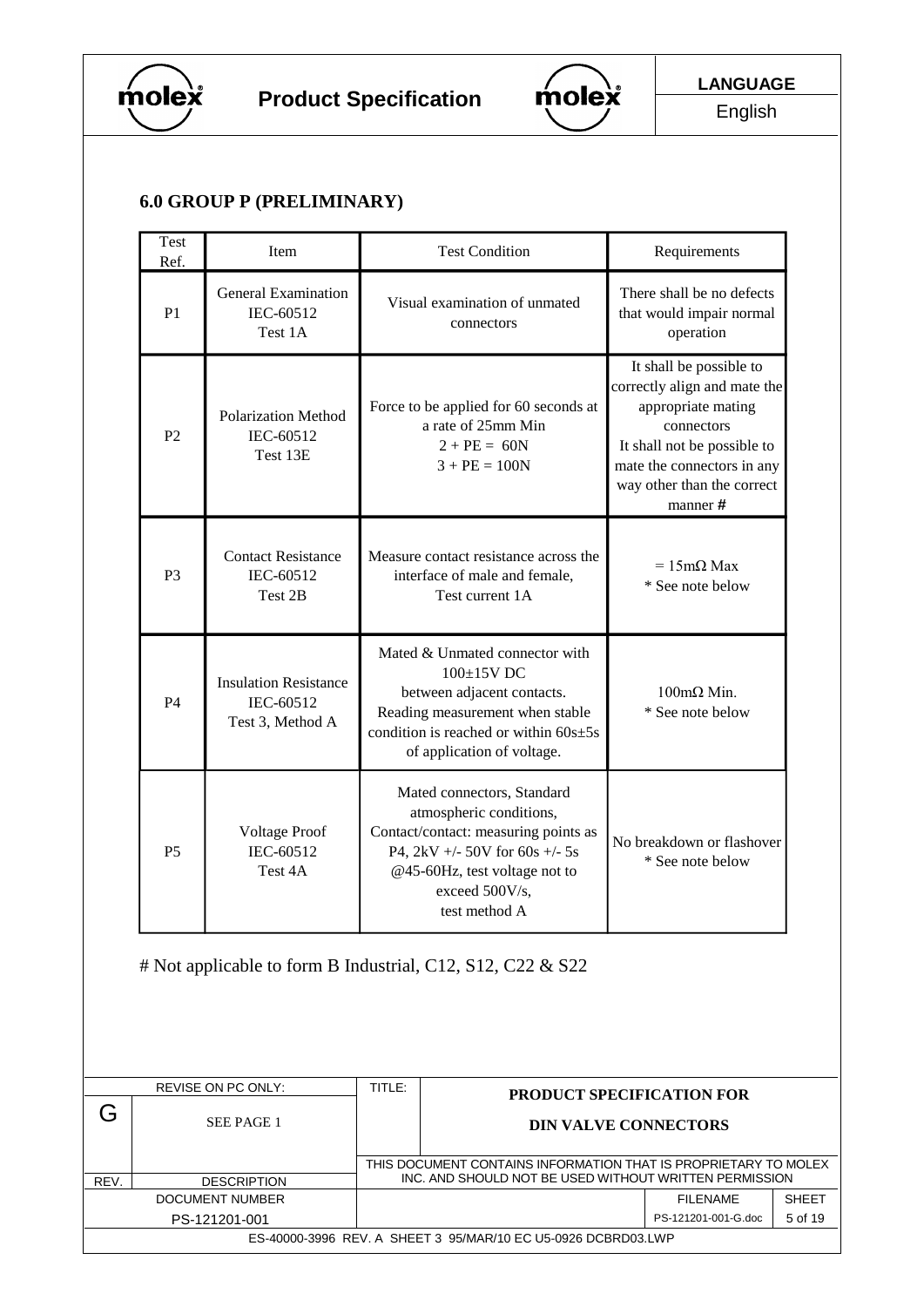## 6.0 GROUP P (PRELIMINARY)

| Test Ref. | Item | Test Condition | Requirements |
|---|---|---|---|
| P1 | General Examination IEC-60512 Test 1A | Visual examination of unmated connectors | There shall be no defects that would impair normal operation |
| P2 | Polarization Method IEC-60512 Test 13E | Force to be applied for 60 seconds at a rate of 25mm Min<br>2 + PE = 60N<br>3 + PE = 100N | It shall be possible to correctly align and mate the appropriate mating connectors<br>It shall not be possible to mate the connectors in any way other than the correct manner **#** |
| P3 | Contact Resistance IEC-60512 Test 2B | Measure contact resistance across the interface of male and female, Test current 1A | = 15mΩ Max<br>* See note below |
| P4 | Insulation Resistance IEC-60512 Test 3, Method A | Mated & Unmated connector with 100±15V DC between adjacent contacts. Reading measurement when stable condition is reached or within 60s±5s of application of voltage. | 100mΩ Min.<br>* See note below |
| P5 | Voltage Proof IEC-60512 Test 4A | Mated connectors, Standard atmospheric conditions, Contact/contact: measuring points as P4, 2kV +/- 50V for 60s +/- 5s @45-60Hz, test voltage not to exceed 500V/s, test method A | No breakdown or flashover<br>* See note below |

# Not applicable to form B Industrial, C12, S12, C22 & S22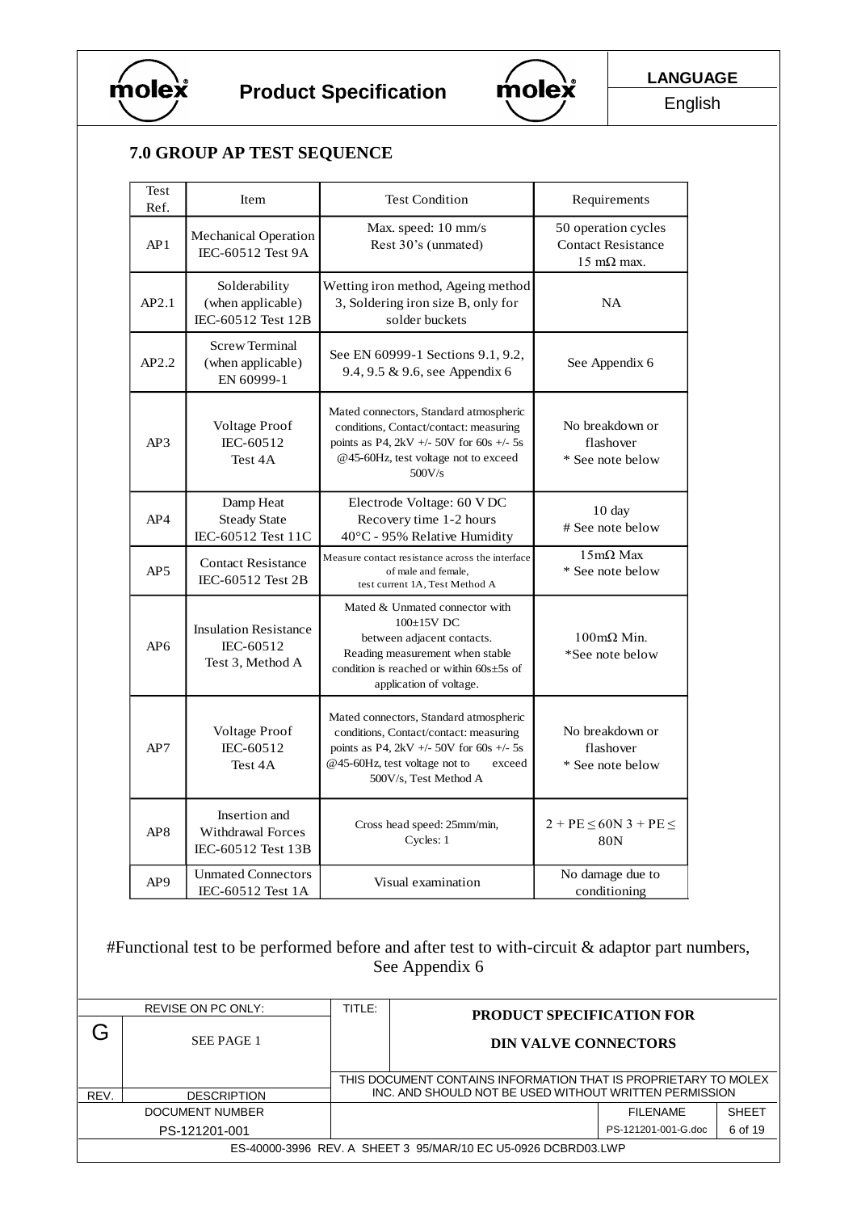## 7.0 GROUP AP TEST SEQUENCE

| Test Ref. | Item | Test Condition | Requirements |
|---|---|---|---|
| AP1 | Mechanical Operation IEC-60512 Test 9A | Max. speed: 10 mm/s Rest 30's (unmated) | 50 operation cycles Contact Resistance 15 mΩ max. |
| AP2.1 | Solderability (when applicable) IEC-60512 Test 12B | Wetting iron method, Ageing method 3, Soldering iron size B, only for solder buckets | NA |
| AP2.2 | Screw Terminal (when applicable) EN 60999-1 | See EN 60999-1 Sections 9.1, 9.2, 9.4, 9.5 & 9.6, see Appendix 6 | See Appendix 6 |
| AP3 | Voltage Proof IEC-60512 Test 4A | Mated connectors, Standard atmospheric conditions, Contact/contact: measuring points as P4, 2kV +/- 50V for 60s +/- 5s @45-60Hz, test voltage not to exceed 500V/s | No breakdown or flashover * See note below |
| AP4 | Damp Heat Steady State IEC-60512 Test 11C | Electrode Voltage: 60 V DC Recovery time 1-2 hours 40°C - 95% Relative Humidity | 10 day # See note below |
| AP5 | Contact Resistance IEC-60512 Test 2B | Measure contact resistance across the interface of male and female, test current 1A, Test Method A | 15mΩ Max * See note below |
| AP6 | Insulation Resistance IEC-60512 Test 3, Method A | Mated & Unmated connector with 100±15V DC between adjacent contacts. Reading measurement when stable condition is reached or within 60s±5s of application of voltage. | 100mΩ Min. *See note below |
| AP7 | Voltage Proof IEC-60512 Test 4A | Mated connectors, Standard atmospheric conditions, Contact/contact: measuring points as P4, 2kV +/- 50V for 60s +/- 5s @45-60Hz, test voltage not to exceed 500V/s, Test Method A | No breakdown or flashover * See note below |
| AP8 | Insertion and Withdrawal Forces IEC-60512 Test 13B | Cross head speed: 25mm/min, Cycles: 1 | 2 + PE ≤ 60N 3 + PE ≤ 80N |
| AP9 | Unmated Connectors IEC-60512 Test 1A | Visual examination | No damage due to conditioning |

#Functional test to be performed before and after test to with-circuit & adaptor part numbers, See Appendix 6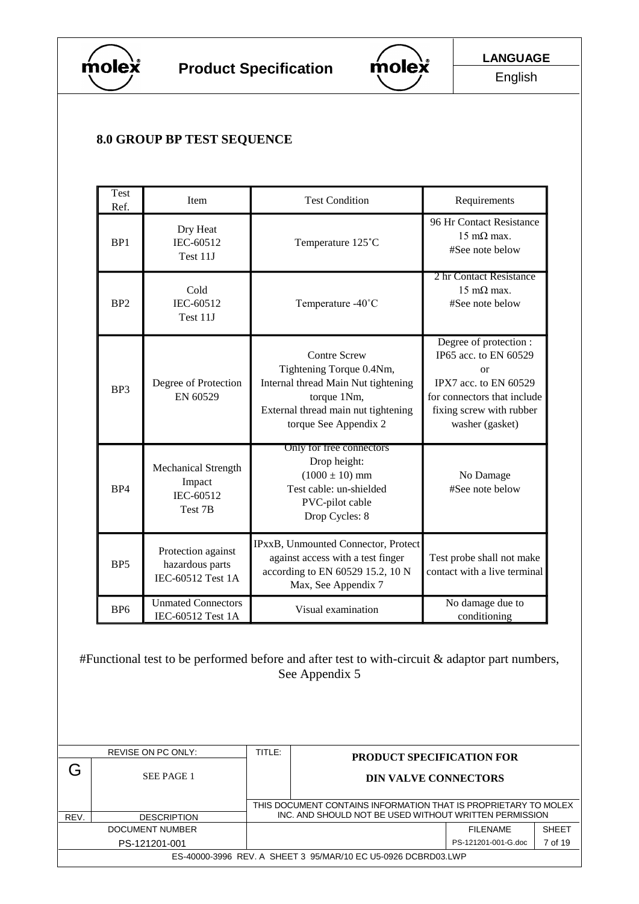## 8.0 GROUP BP TEST SEQUENCE

| Test Ref. | Item | Test Condition | Requirements |
|---|---|---|---|
| BP1 | Dry Heat IEC-60512 Test 11J | Temperature 125˚C | 96 Hr Contact Resistance 15 mΩ max. #See note below |
| BP2 | Cold IEC-60512 Test 11J | Temperature -40˚C | 2 hr Contact Resistance 15 mΩ max. #See note below |
| BP3 | Degree of Protection EN 60529 | Contre Screw Tightening Torque 0.4Nm, Internal thread Main Nut tightening torque 1Nm, External thread main nut tightening torque See Appendix 2 | Degree of protection : IP65 acc. to EN 60529 or IPX7 acc. to EN 60529 for connectors that include fixing screw with rubber washer (gasket) |
| BP4 | Mechanical Strength Impact IEC-60512 Test 7B | Only for free connectors Drop height: (1000 ± 10) mm Test cable: un-shielded PVC-pilot cable Drop Cycles: 8 | No Damage #See note below |
| BP5 | Protection against hazardous parts IEC-60512 Test 1A | IPxxB, Unmounted Connector, Protect against access with a test finger according to EN 60529 15.2, 10 N Max, See Appendix 7 | Test probe shall not make contact with a live terminal |
| BP6 | Unmated Connectors IEC-60512 Test 1A | Visual examination | No damage due to conditioning |

#Functional test to be performed before and after test to with-circuit & adaptor part numbers, See Appendix 5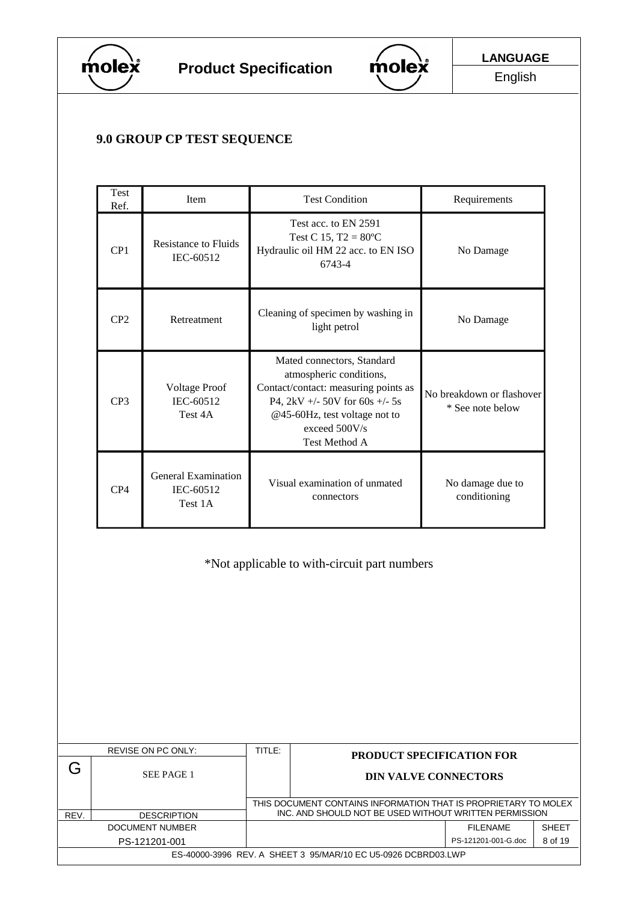## 9.0 GROUP CP TEST SEQUENCE

| Test Ref. | Item | Test Condition | Requirements |
|---|---|---|---|
| CP1 | Resistance to Fluids IEC-60512 | Test acc. to EN 2591 Test C 15, T2 = 80ºC Hydraulic oil HM 22 acc. to EN ISO 6743-4 | No Damage |
| CP2 | Retreatment | Cleaning of specimen by washing in light petrol | No Damage |
| CP3 | Voltage Proof IEC-60512 Test 4A | Mated connectors, Standard atmospheric conditions, Contact/contact: measuring points as P4, 2kV +/- 50V for 60s +/- 5s @45-60Hz, test voltage not to exceed 500V/s Test Method A | No breakdown or flashover * See note below |
| CP4 | General Examination IEC-60512 Test 1A | Visual examination of unmated connectors | No damage due to conditioning |

*Not applicable to with-circuit part numbers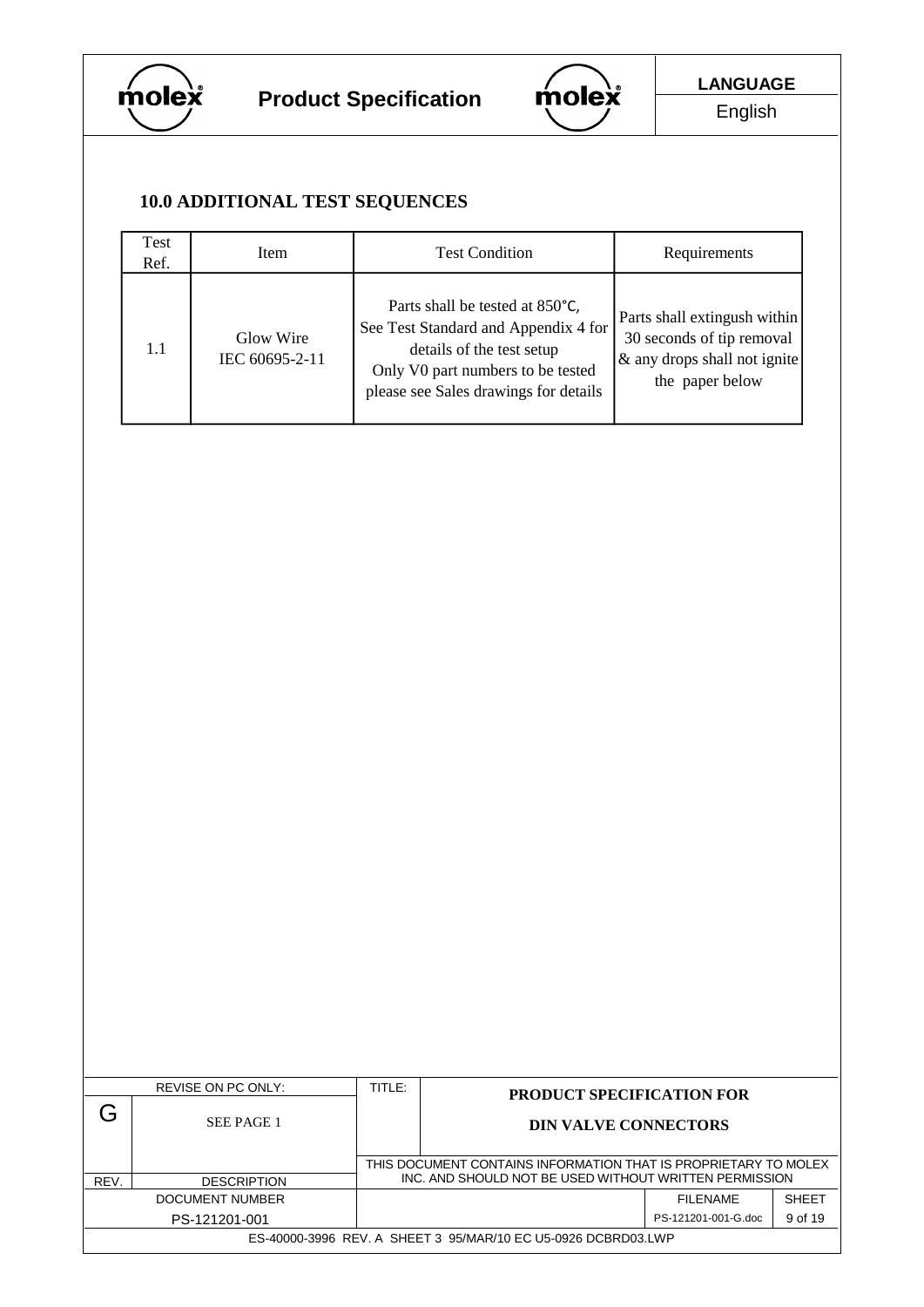## 10.0 ADDITIONAL TEST SEQUENCES

| Test Ref. | Item | Test Condition | Requirements |
|---|---|---|---|
| 1.1 | Glow Wire IEC 60695-2-11 | Parts shall be tested at 850°C, See Test Standard and Appendix 4 for details of the test setup Only V0 part numbers to be tested please see Sales drawings for details | Parts shall extingush within 30 seconds of tip removal & any drops shall not ignite the paper below |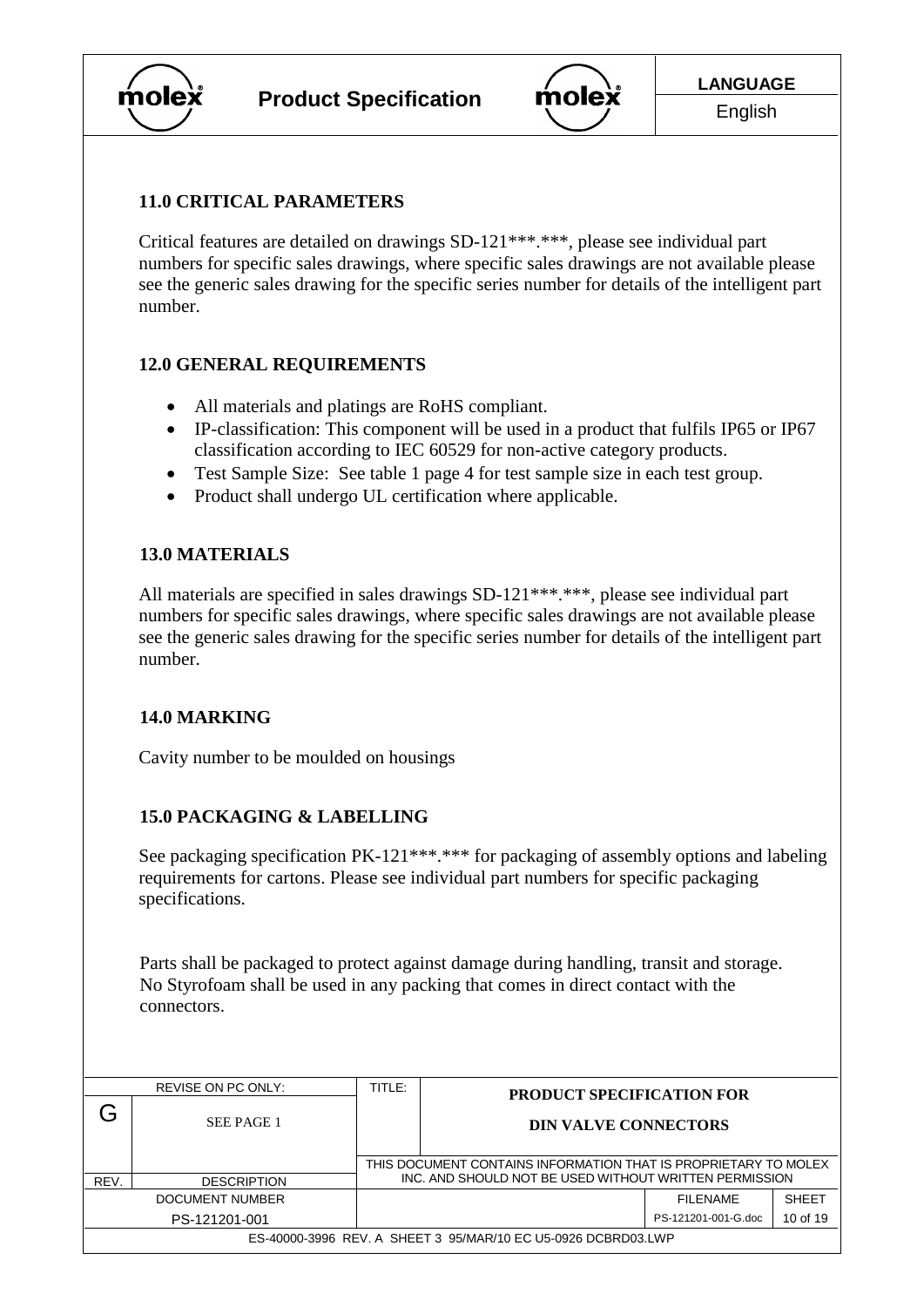## 11.0 CRITICAL PARAMETERS

Critical features are detailed on drawings SD-121***.***, please see individual part numbers for specific sales drawings, where specific sales drawings are not available please see the generic sales drawing for the specific series number for details of the intelligent part number.

## 12.0 GENERAL REQUIREMENTS

- All materials and platings are RoHS compliant.
- IP-classification: This component will be used in a product that fulfils IP65 or IP67 classification according to IEC 60529 for non-active category products.
- Test Sample Size: See table 1 page 4 for test sample size in each test group.
- Product shall undergo UL certification where applicable.

## 13.0 MATERIALS

All materials are specified in sales drawings SD-121***.***, please see individual part numbers for specific sales drawings, where specific sales drawings are not available please see the generic sales drawing for the specific series number for details of the intelligent part number.

## 14.0 MARKING

Cavity number to be moulded on housings

## 15.0 PACKAGING & LABELLING

See packaging specification PK-121***.*** for packaging of assembly options and labeling requirements for cartons. Please see individual part numbers for specific packaging specifications.

Parts shall be packaged to protect against damage during handling, transit and storage. No Styrofoam shall be used in any packing that comes in direct contact with the connectors.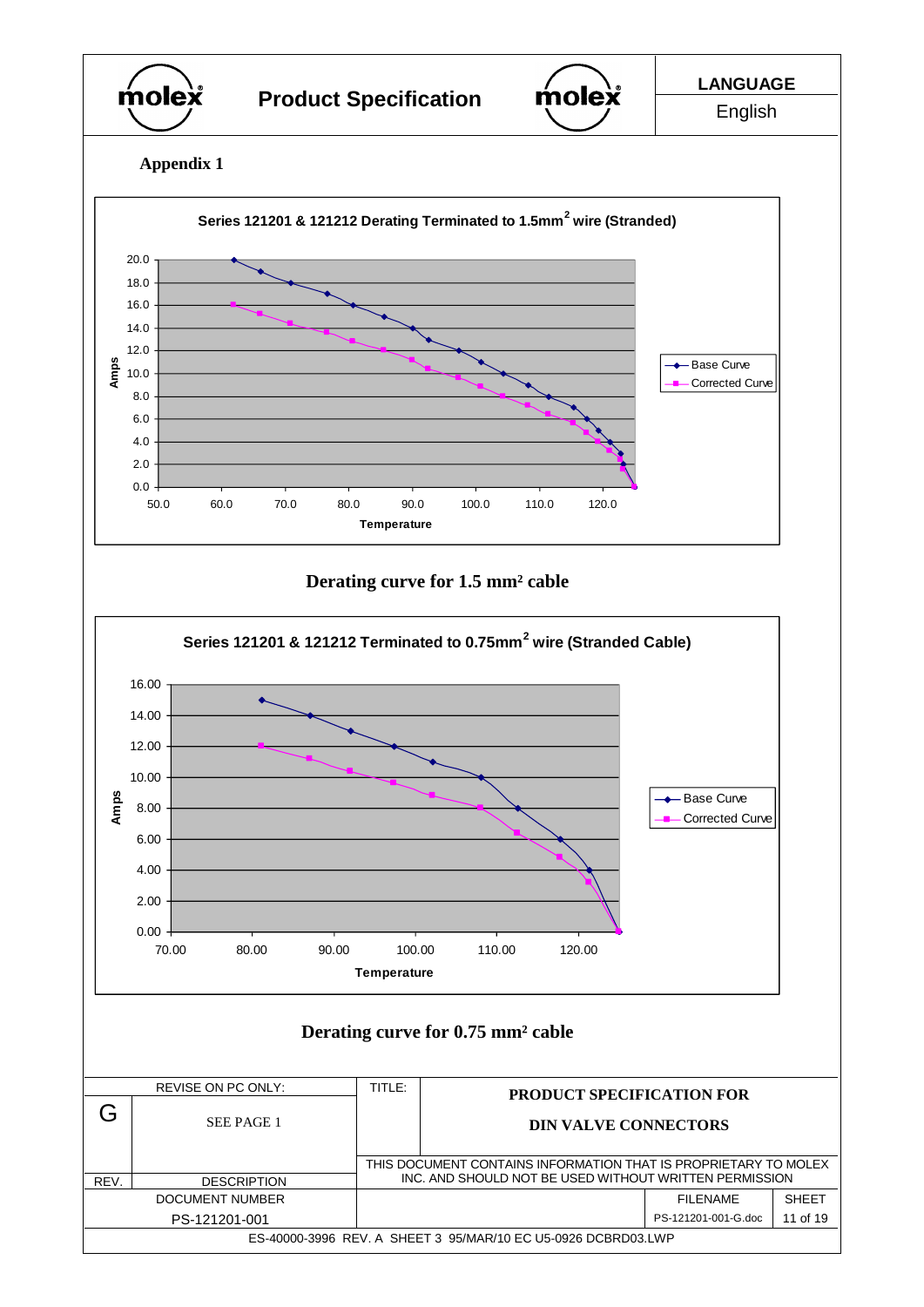**Appendix 1**

**Series 121201 & 121212 Derating Terminated to 1.5mm[2] wire (Stranded)**

**Derating curve for 1.5 mm² cable**

**Series 121201 & 121212 Terminated to 0.75mm[2] wire (Stranded Cable)**

**Derating curve for 0.75 mm² cable**

| REVISE ON PC ONLY: | | TITLE: | PRODUCT SPECIFICATION FOR DIN VALVE CONNECTORS | |
|---|---|---|---|---|
| G | SEE PAGE 1 | | | |
| REV. | DESCRIPTION | THIS DOCUMENT CONTAINS INFORMATION THAT IS PROPRIETARY TO MOLEX INC. AND SHOULD NOT BE USED WITHOUT WRITTEN PERMISSION | | |
| DOCUMENT NUMBER | | | FILENAME | SHEET |
| PS-121201-001 | | | PS-121201-001-G.doc | 11 of 19 |

ES-40000-3996 REV. A SHEET 3 95/MAR/10 EC U5-0926 DCBRD03.LWP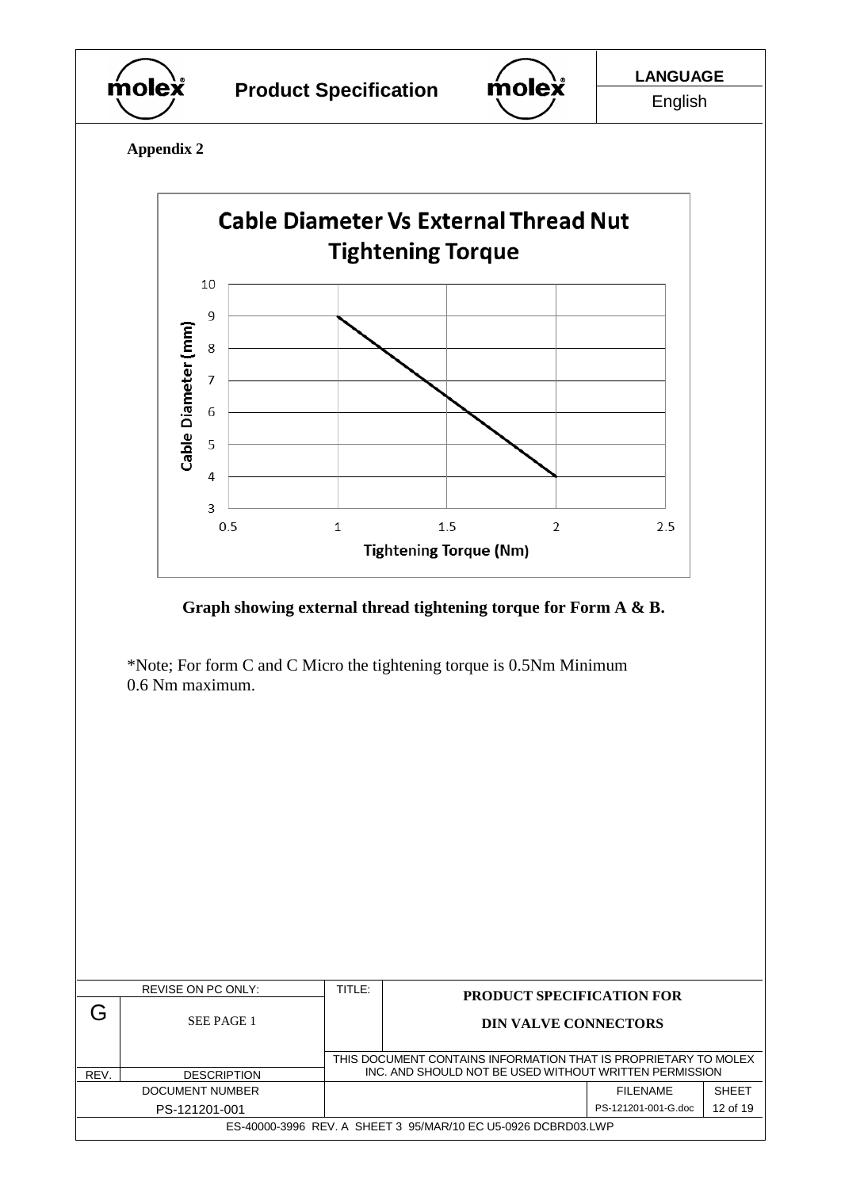**Appendix 2**

Cable Diameter Vs External Thread Nut Tightening Torque

Cable Diameter (mm)

Tightening Torque (Nm)

**Graph showing external thread tightening torque for Form A & B.**

*Note; For form C and C Micro the tightening torque is 0.5Nm Minimum 0.6 Nm maximum.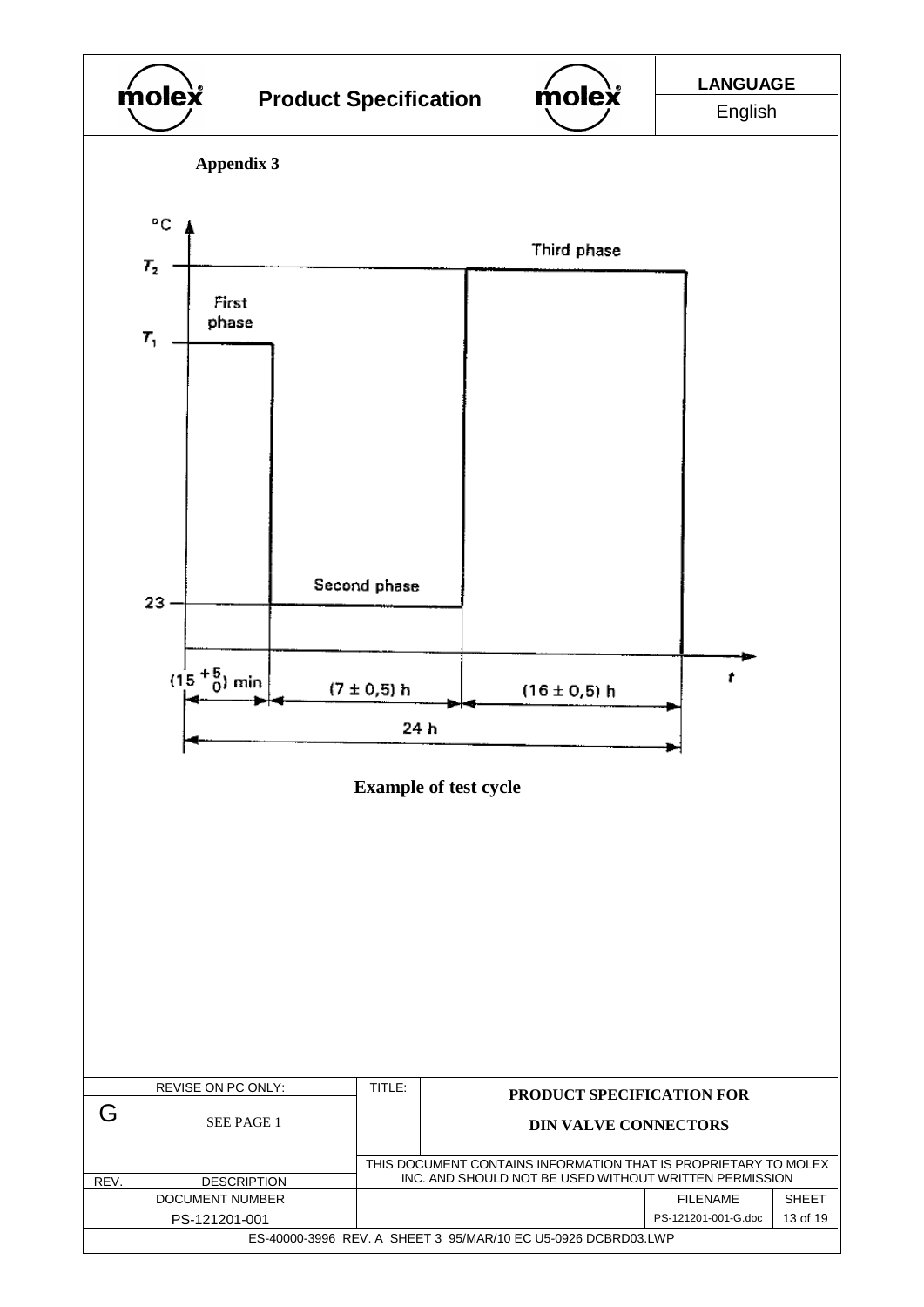**Appendix 3**

°C

$T_2$

$T_1$

First phase

Second phase

Third phase

23

$(15\ ^{+5}_{0})$ min

$(7 \pm 0{,}5)$ h

$(16 \pm 0{,}5)$ h

24 h

$t$

**Example of test cycle**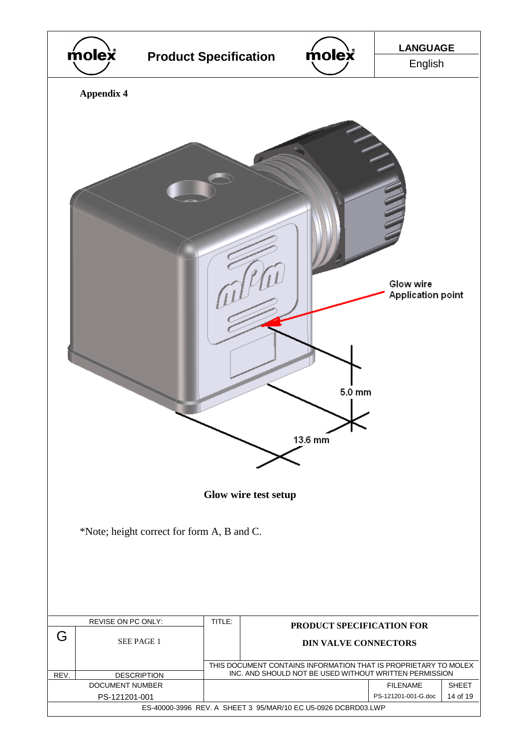**Appendix 4**

Glow wire Application point

5.0 mm

13.6 mm

**Glow wire test setup**

*Note; height correct for form A, B and C.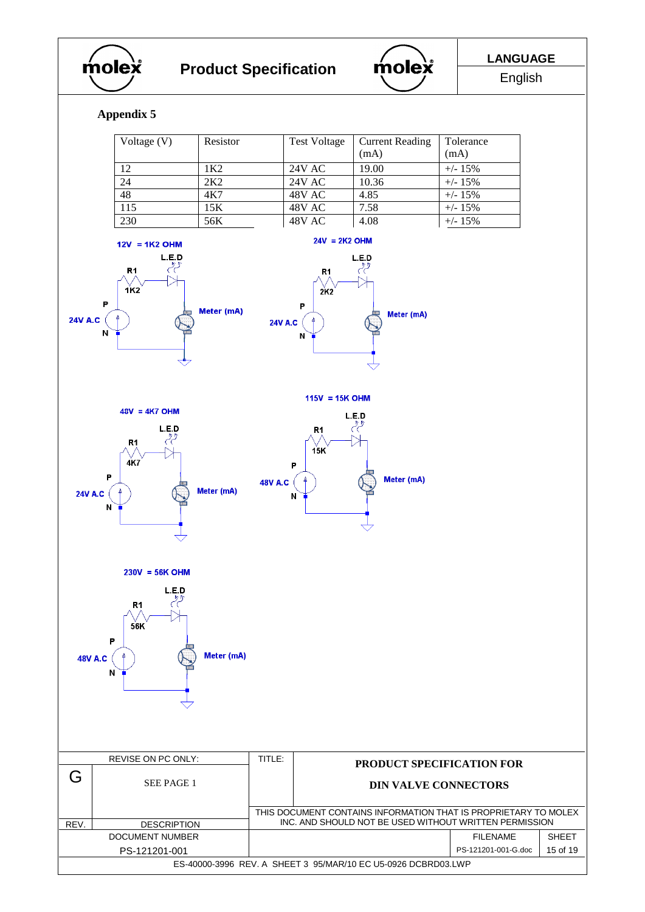## Appendix 5

| Voltage (V) | Resistor | Test Voltage | Current Reading (mA) | Tolerance (mA) |
|---|---|---|---|---|
| 12 | 1K2 | 24V AC | 19.00 | +/- 15% |
| 24 | 2K2 | 24V AC | 10.36 | +/- 15% |
| 48 | 4K7 | 48V AC | 4.85 | +/- 15% |
| 115 | 15K | 48V AC | 7.58 | +/- 15% |
| 230 | 56K | 48V AC | 4.08 | +/- 15% |

12V = 1K2 OHM

L.E.D
R1
1K2
P
24V A.C
N
Meter (mA)

24V = 2K2 OHM

L.E.D
R1
2K2
P
24V A.C
N
Meter (mA)

48V = 4K7 OHM

L.E.D
R1
4K7
P
24V A.C
N
Meter (mA)

115V = 15K OHM

L.E.D
R1
15K
P
48V A.C
N
Meter (mA)

230V = 56K OHM

L.E.D
R1
56K
P
48V A.C
N
Meter (mA)

| REVISE ON PC ONLY: | | TITLE: PRODUCT SPECIFICATION FOR DIN VALVE CONNECTORS | | |
|---|---|---|---|---|
| G | SEE PAGE 1 | THIS DOCUMENT CONTAINS INFORMATION THAT IS PROPRIETARY TO MOLEX INC. AND SHOULD NOT BE USED WITHOUT WRITTEN PERMISSION | | |
| REV. | DESCRIPTION | | | |
| DOCUMENT NUMBER | | | FILENAME | SHEET |
| PS-121201-001 | | | PS-121201-001-G.doc | 15 of 19 |

ES-40000-3996 REV. A SHEET 3 95/MAR/10 EC U5-0926 DCBRD03.LWP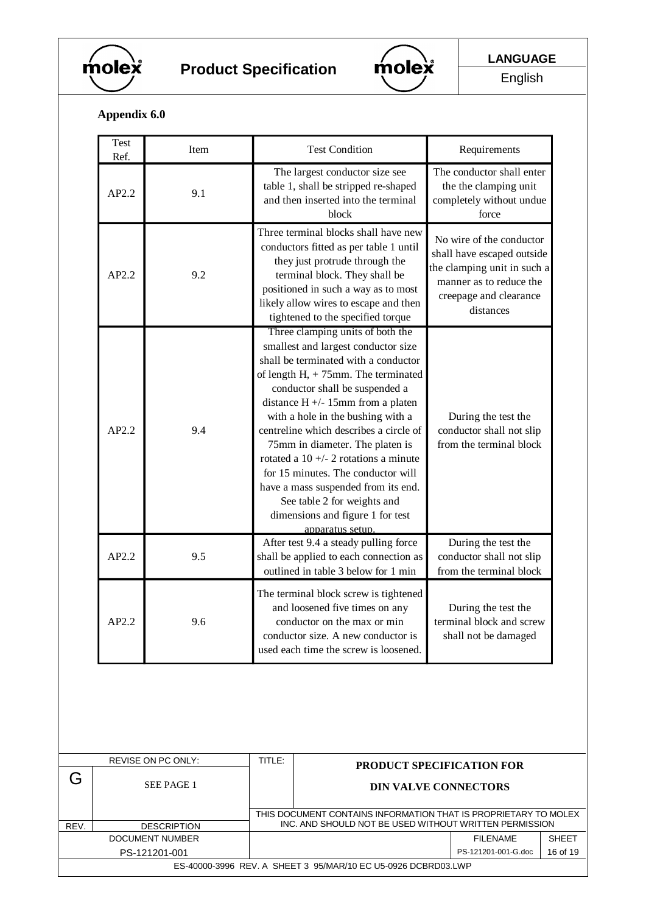## Appendix 6.0

| Test Ref. | Item | Test Condition | Requirements |
|---|---|---|---|
| AP2.2 | 9.1 | The largest conductor size see table 1, shall be stripped re-shaped and then inserted into the terminal block | The conductor shall enter the the clamping unit completely without undue force |
| AP2.2 | 9.2 | Three terminal blocks shall have new conductors fitted as per table 1 until they just protrude through the terminal block. They shall be positioned in such a way as to most likely allow wires to escape and then tightened to the specified torque | No wire of the conductor shall have escaped outside the clamping unit in such a manner as to reduce the creepage and clearance distances |
| AP2.2 | 9.4 | Three clamping units of both the smallest and largest conductor size shall be terminated with a conductor of length H, + 75mm. The terminated conductor shall be suspended a distance H +/- 15mm from a platen with a hole in the bushing with a centreline which describes a circle of 75mm in diameter. The platen is rotated a 10 +/- 2 rotations a minute for 15 minutes. The conductor will have a mass suspended from its end. See table 2 for weights and dimensions and figure 1 for test apparatus setup. | During the test the conductor shall not slip from the terminal block |
| AP2.2 | 9.5 | After test 9.4 a steady pulling force shall be applied to each connection as outlined in table 3 below for 1 min | During the test the conductor shall not slip from the terminal block |
| AP2.2 | 9.6 | The terminal block screw is tightened and loosened five times on any conductor on the max or min conductor size. A new conductor is used each time the screw is loosened. | During the test the terminal block and screw shall not be damaged |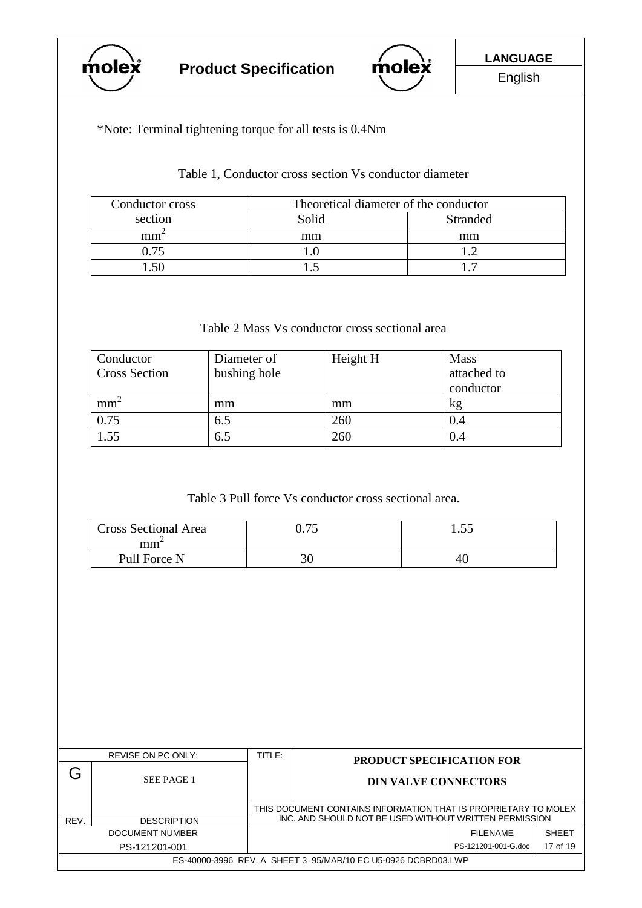*Note: Terminal tightening torque for all tests is 0.4Nm

Table 1, Conductor cross section Vs conductor diameter

| Conductor cross section | Theoretical diameter of the conductor | |
|---|---|---|
| | Solid | Stranded |
| $mm^2$ | mm | mm |
| 0.75 | 1.0 | 1.2 |
| 1.50 | 1.5 | 1.7 |

Table 2 Mass Vs conductor cross sectional area

| Conductor Cross Section | Diameter of bushing hole | Height H | Mass attached to conductor |
|---|---|---|---|
| $mm^2$ | mm | mm | kg |
| 0.75 | 6.5 | 260 | 0.4 |
| 1.55 | 6.5 | 260 | 0.4 |

Table 3 Pull force Vs conductor cross sectional area.

| Cross Sectional Area $mm^2$ | 0.75 | 1.55 |
|---|---|---|
| Pull Force N | 30 | 40 |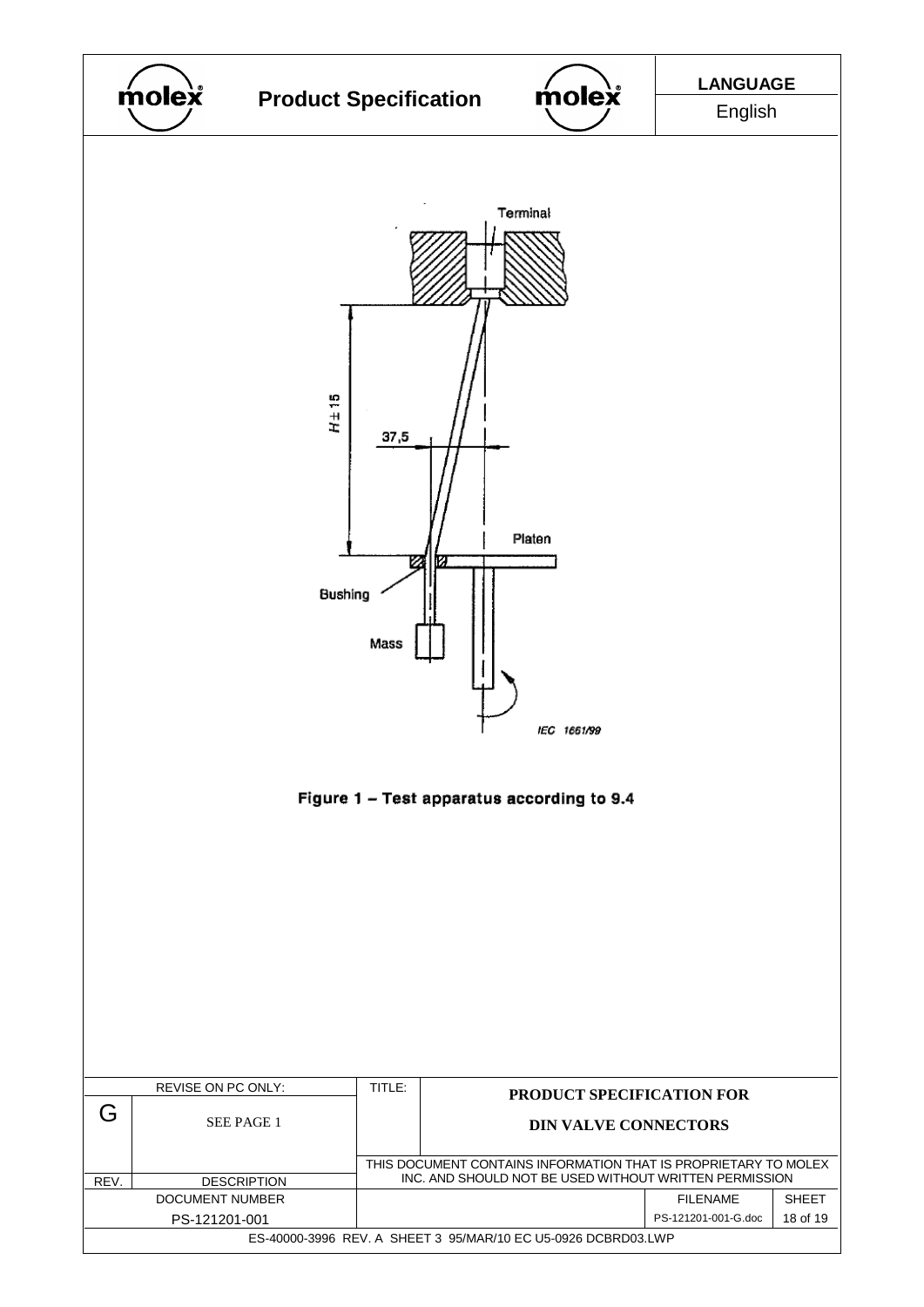Terminal

$H \pm 15$

37,5

Platen

Bushing

Mass

IEC 1661/99

**Figure 1 – Test apparatus according to 9.4**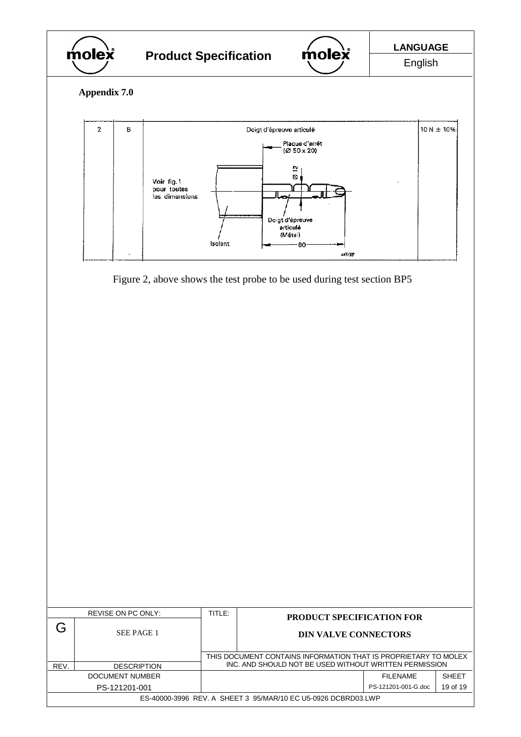**Appendix 7.0**

| | | | |
|---|---|---|---|
| 2 | B | Doigt d'épreuve articulé | 10 N ± 10% |

Plaque d'arrêt (Ø 50 x 20)

Ø 12

Voir fig.1 pour toutes les dimensions

Doigt d'épreuve articulé (Métal)

Isolant

80

441/89

Figure 2, above shows the test probe to be used during test section BP5